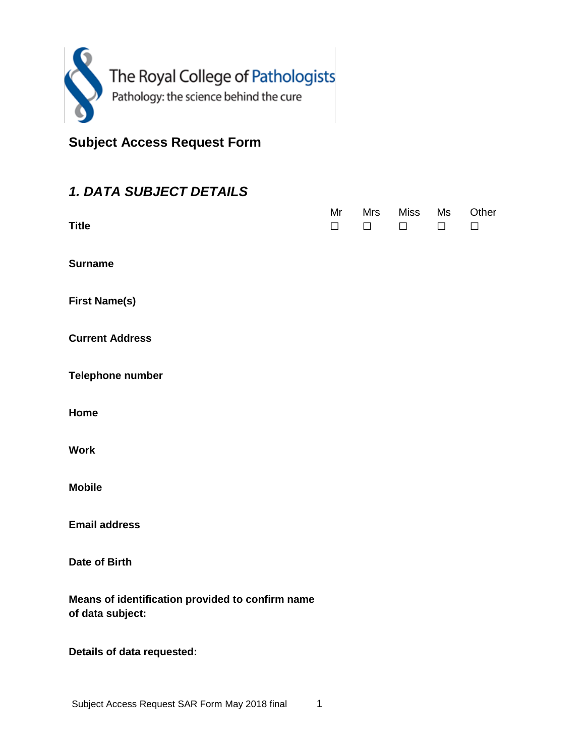The Royal College of Pathologists
Pathology: the science behind the cure

## Subject Access Request Form

### *1. DATA SUBJECT DETAILS*

| | Mr | Mrs | Miss | Ms | Other |
|---|---|---|---|---|---|
| **Title** | ☐ | ☐ | ☐ | ☐ | ☐ |

**Surname**

**First Name(s)**

**Current Address**

**Telephone number**

**Home**

**Work**

**Mobile**

**Email address**

**Date of Birth**

**Means of identification provided to confirm name of data subject:**

**Details of data requested:**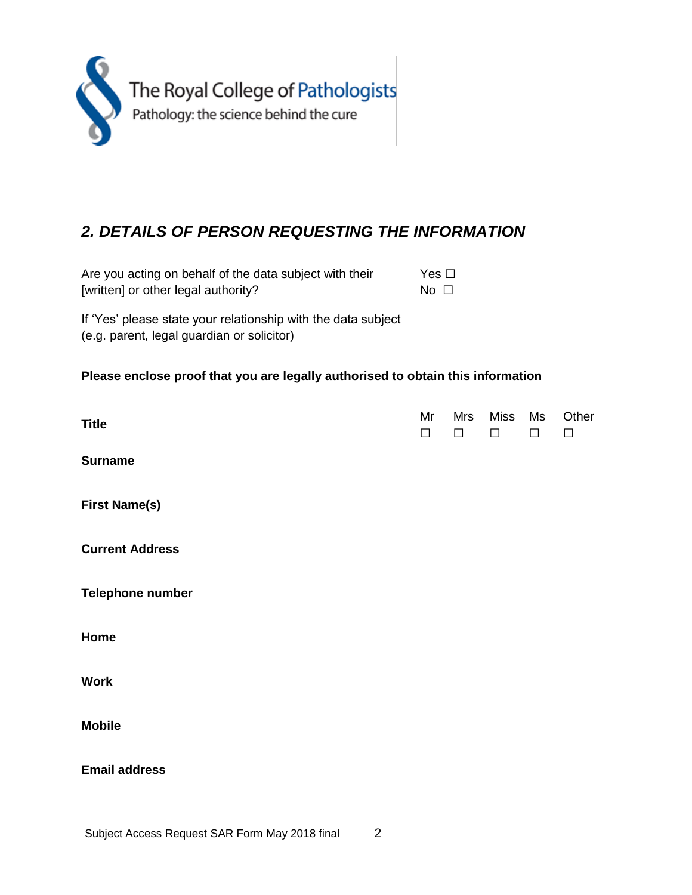The Royal College of Pathologists
Pathology: the science behind the cure

## *2. DETAILS OF PERSON REQUESTING THE INFORMATION*

Are you acting on behalf of the data subject with their [written] or other legal authority? Yes ☐ No ☐

If 'Yes' please state your relationship with the data subject (e.g. parent, legal guardian or solicitor)

**Please enclose proof that you are legally authorised to obtain this information**

**Title** Mr ☐ Mrs ☐ Miss ☐ Ms ☐ Other ☐

**Surname**

**First Name(s)**

**Current Address**

**Telephone number**

**Home**

**Work**

**Mobile**

**Email address**

Subject Access Request SAR Form May 2018 final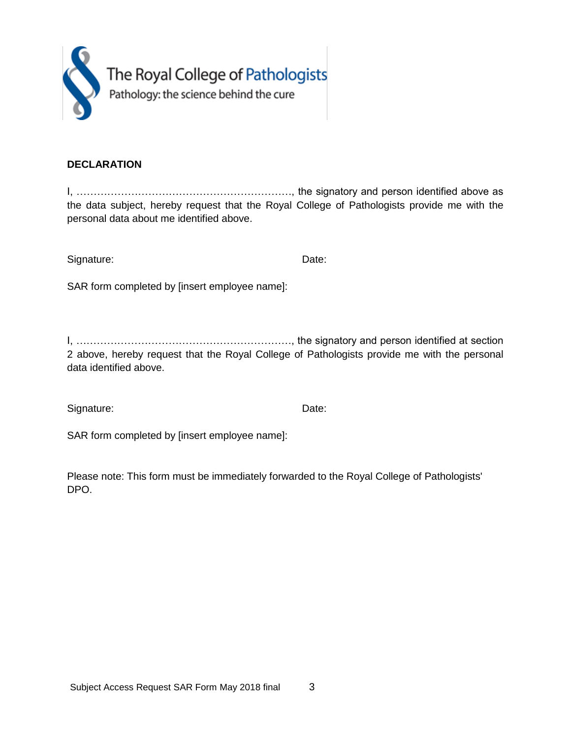The Royal College of Pathologists
Pathology: the science behind the cure

**DECLARATION**

I, ………………………………………………………., the signatory and person identified above as the data subject, hereby request that the Royal College of Pathologists provide me with the personal data about me identified above.

Signature: Date:

SAR form completed by [insert employee name]:

I, ………………………………………………………., the signatory and person identified at section 2 above, hereby request that the Royal College of Pathologists provide me with the personal data identified above.

Signature: Date:

SAR form completed by [insert employee name]:

Please note: This form must be immediately forwarded to the Royal College of Pathologists' DPO.